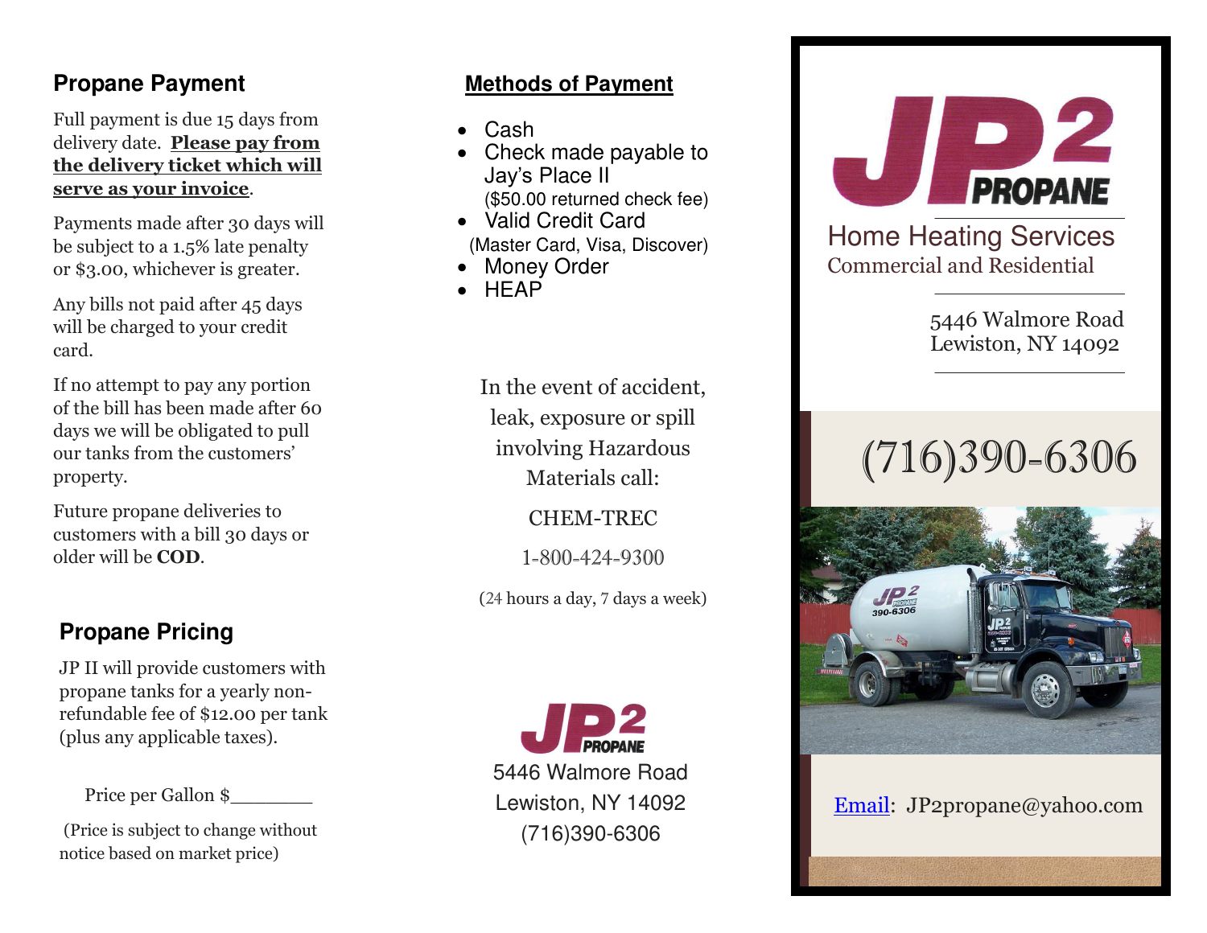## Propane Payment

Full payment is due 15 days from delivery date. **Please pay from the delivery ticket which will serve as your invoice**.

Payments made after 30 days will be subject to a 1.5% late penalty or $3.00, whichever is greater.

Any bills not paid after 45 days will be charged to your credit card.

If no attempt to pay any portion of the bill has been made after 60 days we will be obligated to pull our tanks from the customers' property.

Future propane deliveries to customers with a bill 30 days or older will be **COD**.

## Propane Pricing

JP II will provide customers with propane tanks for a yearly non-refundable fee of $12.00 per tank (plus any applicable taxes).

Price per Gallon $_______

(Price is subject to change without notice based on market price)

## Methods of Payment

- Cash
- Check made payable to Jay's Place II ($50.00 returned check fee)
- Valid Credit Card (Master Card, Visa, Discover)
- Money Order
- HEAP

In the event of accident, leak, exposure or spill involving Hazardous Materials call:

CHEM-TREC

1-800-424-9300

(24 hours a day, 7 days a week)

JP2 PROPANE
5446 Walmore Road
Lewiston, NY 14092
(716)390-6306

# JP2 PROPANE

Home Heating Services
Commercial and Residential

5446 Walmore Road
Lewiston, NY 14092

(716)390-6306

Email: JP2propane@yahoo.com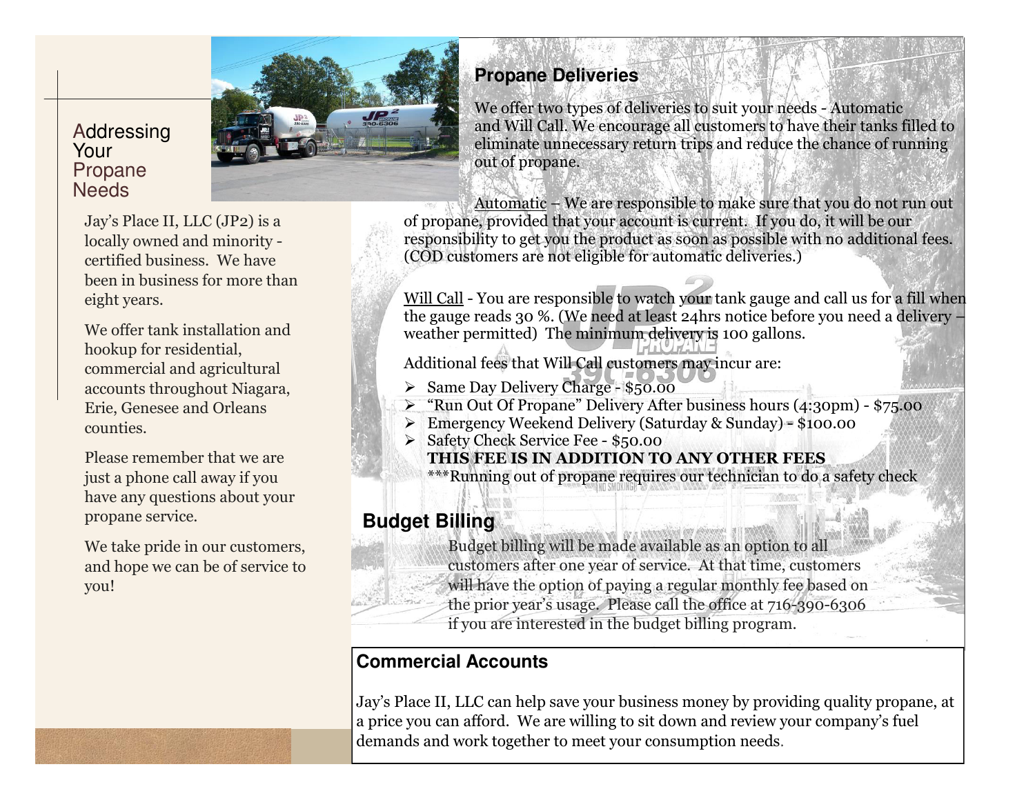## Addressing Your Propane Needs

Jay's Place II, LLC (JP2) is a locally owned and minority - certified business. We have been in business for more than eight years.

We offer tank installation and hookup for residential, commercial and agricultural accounts throughout Niagara, Erie, Genesee and Orleans counties.

Please remember that we are just a phone call away if you have any questions about your propane service.

We take pride in our customers, and hope we can be of service to you!

## Propane Deliveries

We offer two types of deliveries to suit your needs - Automatic and Will Call. We encourage all customers to have their tanks filled to eliminate unnecessary return trips and reduce the chance of running out of propane.

Automatic – We are responsible to make sure that you do not run out of propane, provided that your account is current. If you do, it will be our responsibility to get you the product as soon as possible with no additional fees. (COD customers are not eligible for automatic deliveries.)

Will Call - You are responsible to watch your tank gauge and call us for a fill when the gauge reads 30 %. (We need at least 24hrs notice before you need a delivery – weather permitted) The minimum delivery is 100 gallons.

Additional fees that Will Call customers may incur are:

- Same Day Delivery Charge - $50.00
- "Run Out Of Propane" Delivery After business hours (4:30pm) - $75.00
- Emergency Weekend Delivery (Saturday & Sunday) - $100.00
- Safety Check Service Fee - $50.00
  **THIS FEE IS IN ADDITION TO ANY OTHER FEES**
  ***Running out of propane requires our technician to do a safety check

## Budget Billing

Budget billing will be made available as an option to all customers after one year of service. At that time, customers will have the option of paying a regular monthly fee based on the prior year's usage. Please call the office at 716-390-6306 if you are interested in the budget billing program.

## Commercial Accounts

Jay's Place II, LLC can help save your business money by providing quality propane, at a price you can afford. We are willing to sit down and review your company's fuel demands and work together to meet your consumption needs.